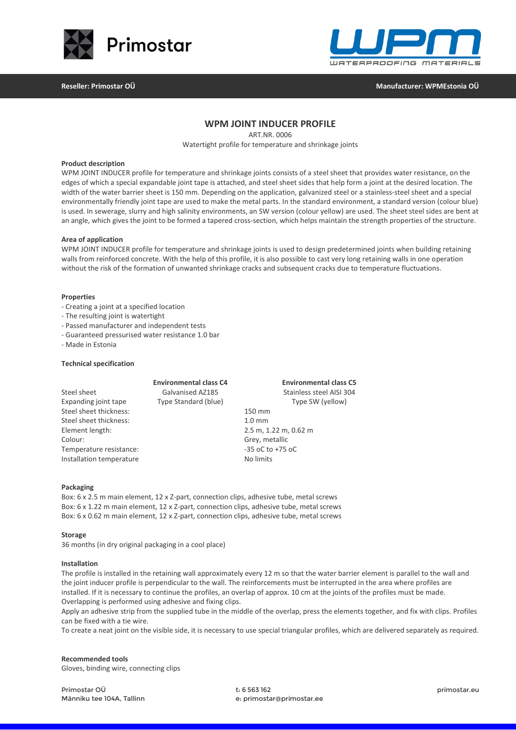**Reseller: Primostar OÜ** **Manufacturer: WPMEstonia OÜ**

# WPM JOINT INDUCER PROFILE

ART.NR. 0006

Watertight profile for temperature and shrinkage joints

**Product description**

WPM JOINT INDUCER profile for temperature and shrinkage joints consists of a steel sheet that provides water resistance, on the edges of which a special expandable joint tape is attached, and steel sheet sides that help form a joint at the desired location. The width of the water barrier sheet is 150 mm. Depending on the application, galvanized steel or a stainless-steel sheet and a special environmentally friendly joint tape are used to make the metal parts. In the standard environment, a standard version (colour blue) is used. In sewerage, slurry and high salinity environments, an SW version (colour yellow) are used. The sheet steel sides are bent at an angle, which gives the joint to be formed a tapered cross-section, which helps maintain the strength properties of the structure.

**Area of application**

WPM JOINT INDUCER profile for temperature and shrinkage joints is used to design predetermined joints when building retaining walls from reinforced concrete. With the help of this profile, it is also possible to cast very long retaining walls in one operation without the risk of the formation of unwanted shrinkage cracks and subsequent cracks due to temperature fluctuations.

**Properties**

- Creating a joint at a specified location
- The resulting joint is watertight
- Passed manufacturer and independent tests
- Guaranteed pressurised water resistance 1.0 bar
- Made in Estonia

**Technical specification**

| | Environmental class C4 | Environmental class C5 |
|---|---|---|
| Steel sheet | Galvanised AZ185 | Stainless steel AISI 304 |
| Expanding joint tape | Type Standard (blue) | Type SW (yellow) |
| Steel sheet thickness: | 150 mm | |
| Steel sheet thickness: | 1.0 mm | |
| Element length: | 2.5 m, 1.22 m, 0.62 m | |
| Colour: | Grey, metallic | |
| Temperature resistance: | -35 oC to +75 oC | |
| Installation temperature | No limits | |

**Packaging**

Box: 6 x 2.5 m main element, 12 x Z-part, connection clips, adhesive tube, metal screws
Box: 6 x 1.22 m main element, 12 x Z-part, connection clips, adhesive tube, metal screws
Box: 6 x 0.62 m main element, 12 x Z-part, connection clips, adhesive tube, metal screws

**Storage**

36 months (in dry original packaging in a cool place)

**Installation**

The profile is installed in the retaining wall approximately every 12 m so that the water barrier element is parallel to the wall and the joint inducer profile is perpendicular to the wall. The reinforcements must be interrupted in the area where profiles are installed. If it is necessary to continue the profiles, an overlap of approx. 10 cm at the joints of the profiles must be made. Overlapping is performed using adhesive and fixing clips.

Apply an adhesive strip from the supplied tube in the middle of the overlap, press the elements together, and fix with clips. Profiles can be fixed with a tie wire.

To create a neat joint on the visible side, it is necessary to use special triangular profiles, which are delivered separately as required.

**Recommended tools**

Gloves, binding wire, connecting clips

Primostar OÜ
Männiku tee 104A, Tallinn

t: 6 563 162
e: primostar@primostar.ee

primostar.eu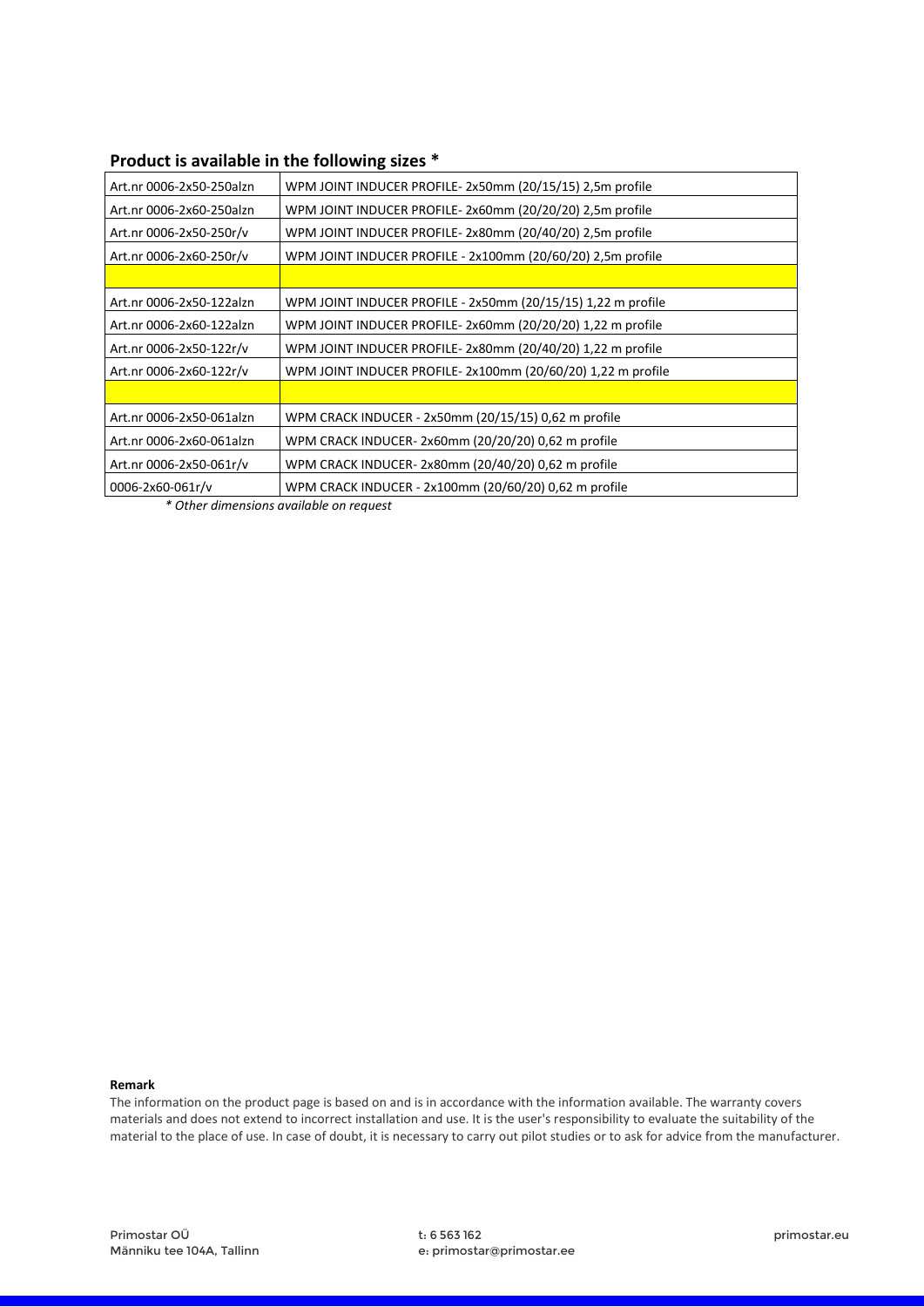## Product is available in the following sizes *

| | |
|---|---|
| Art.nr 0006-2x50-250alzn | WPM JOINT INDUCER PROFILE- 2x50mm (20/15/15) 2,5m profile |
| Art.nr 0006-2x60-250alzn | WPM JOINT INDUCER PROFILE- 2x60mm (20/20/20) 2,5m profile |
| Art.nr 0006-2x50-250r/v | WPM JOINT INDUCER PROFILE- 2x80mm (20/40/20) 2,5m profile |
| Art.nr 0006-2x60-250r/v | WPM JOINT INDUCER PROFILE - 2x100mm (20/60/20) 2,5m profile |
| | |
| Art.nr 0006-2x50-122alzn | WPM JOINT INDUCER PROFILE - 2x50mm (20/15/15) 1,22 m profile |
| Art.nr 0006-2x60-122alzn | WPM JOINT INDUCER PROFILE- 2x60mm (20/20/20) 1,22 m profile |
| Art.nr 0006-2x50-122r/v | WPM JOINT INDUCER PROFILE- 2x80mm (20/40/20) 1,22 m profile |
| Art.nr 0006-2x60-122r/v | WPM JOINT INDUCER PROFILE- 2x100mm (20/60/20) 1,22 m profile |
| | |
| Art.nr 0006-2x50-061alzn | WPM CRACK INDUCER - 2x50mm (20/15/15) 0,62 m profile |
| Art.nr 0006-2x60-061alzn | WPM CRACK INDUCER- 2x60mm (20/20/20) 0,62 m profile |
| Art.nr 0006-2x50-061r/v | WPM CRACK INDUCER- 2x80mm (20/40/20) 0,62 m profile |
| 0006-2x60-061r/v | WPM CRACK INDUCER - 2x100mm (20/60/20) 0,62 m profile |

*\* Other dimensions available on request*

**Remark**

The information on the product page is based on and is in accordance with the information available. The warranty covers materials and does not extend to incorrect installation and use. It is the user's responsibility to evaluate the suitability of the material to the place of use. In case of doubt, it is necessary to carry out pilot studies or to ask for advice from the manufacturer.

Primostar OÜ
Männiku tee 104A, Tallinn

t: 6 563 162
e: primostar@primostar.ee

primostar.eu